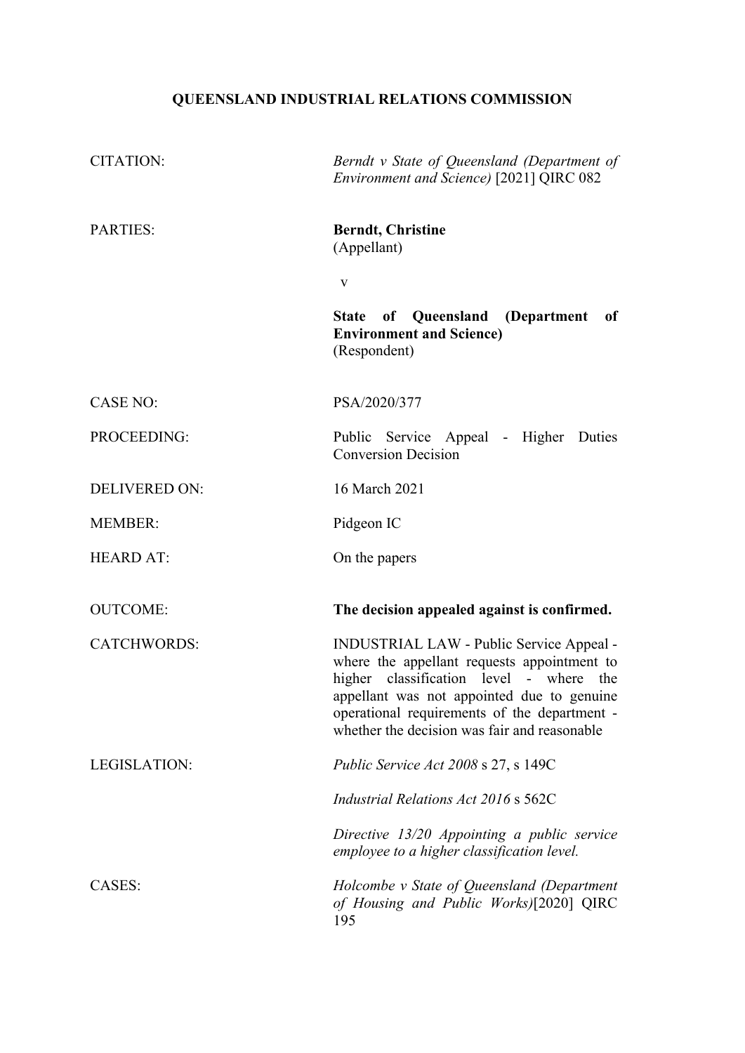# QUEENSLAND INDUSTRIAL RELATIONS COMMISSION

| | |
|---|---|
| CITATION: | *Berndt v State of Queensland (Department of Environment and Science)* [2021] QIRC 082 |
| PARTIES: | **Berndt, Christine**<br>(Appellant)<br><br>v<br><br>**State of Queensland (Department of Environment and Science)**<br>(Respondent) |
| CASE NO: | PSA/2020/377 |
| PROCEEDING: | Public Service Appeal - Higher Duties Conversion Decision |
| DELIVERED ON: | 16 March 2021 |
| MEMBER: | Pidgeon IC |
| HEARD AT: | On the papers |
| OUTCOME: | **The decision appealed against is confirmed.** |
| CATCHWORDS: | INDUSTRIAL LAW - Public Service Appeal - where the appellant requests appointment to higher classification level - where the appellant was not appointed due to genuine operational requirements of the department - whether the decision was fair and reasonable |
| LEGISLATION: | *Public Service Act 2008* s 27, s 149C<br><br>*Industrial Relations Act 2016* s 562C<br><br>*Directive 13/20 Appointing a public service employee to a higher classification level.* |
| CASES: | *Holcombe v State of Queensland (Department of Housing and Public Works)*[2020] QIRC 195 |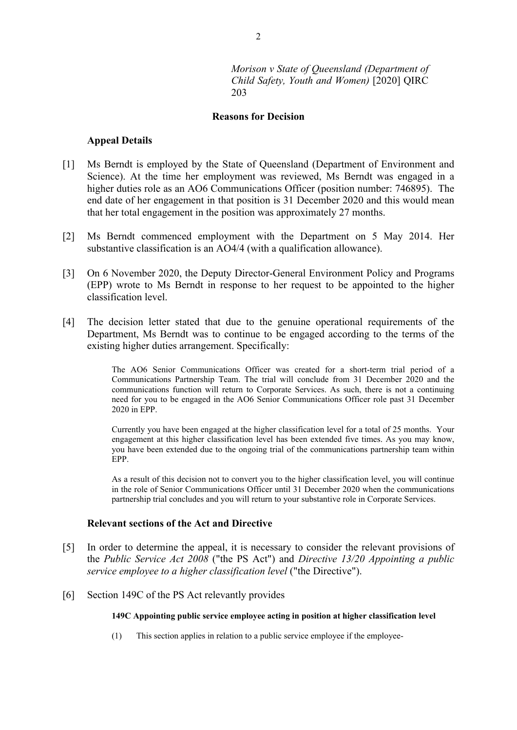*Morison v State of Queensland (Department of Child Safety, Youth and Women)* [2020] QIRC 203

**Reasons for Decision**

**Appeal Details**

[1] Ms Berndt is employed by the State of Queensland (Department of Environment and Science). At the time her employment was reviewed, Ms Berndt was engaged in a higher duties role as an AO6 Communications Officer (position number: 746895). The end date of her engagement in that position is 31 December 2020 and this would mean that her total engagement in the position was approximately 27 months.

[2] Ms Berndt commenced employment with the Department on 5 May 2014. Her substantive classification is an AO4/4 (with a qualification allowance).

[3] On 6 November 2020, the Deputy Director-General Environment Policy and Programs (EPP) wrote to Ms Berndt in response to her request to be appointed to the higher classification level.

[4] The decision letter stated that due to the genuine operational requirements of the Department, Ms Berndt was to continue to be engaged according to the terms of the existing higher duties arrangement. Specifically:

> The AO6 Senior Communications Officer was created for a short-term trial period of a Communications Partnership Team. The trial will conclude from 31 December 2020 and the communications function will return to Corporate Services. As such, there is not a continuing need for you to be engaged in the AO6 Senior Communications Officer role past 31 December 2020 in EPP.
>
> Currently you have been engaged at the higher classification level for a total of 25 months. Your engagement at this higher classification level has been extended five times. As you may know, you have been extended due to the ongoing trial of the communications partnership team within EPP.
>
> As a result of this decision not to convert you to the higher classification level, you will continue in the role of Senior Communications Officer until 31 December 2020 when the communications partnership trial concludes and you will return to your substantive role in Corporate Services.

**Relevant sections of the Act and Directive**

[5] In order to determine the appeal, it is necessary to consider the relevant provisions of the *Public Service Act 2008* ("the PS Act") and *Directive 13/20 Appointing a public service employee to a higher classification level* ("the Directive").

[6] Section 149C of the PS Act relevantly provides

> **149C Appointing public service employee acting in position at higher classification level**
>
> (1) This section applies in relation to a public service employee if the employee-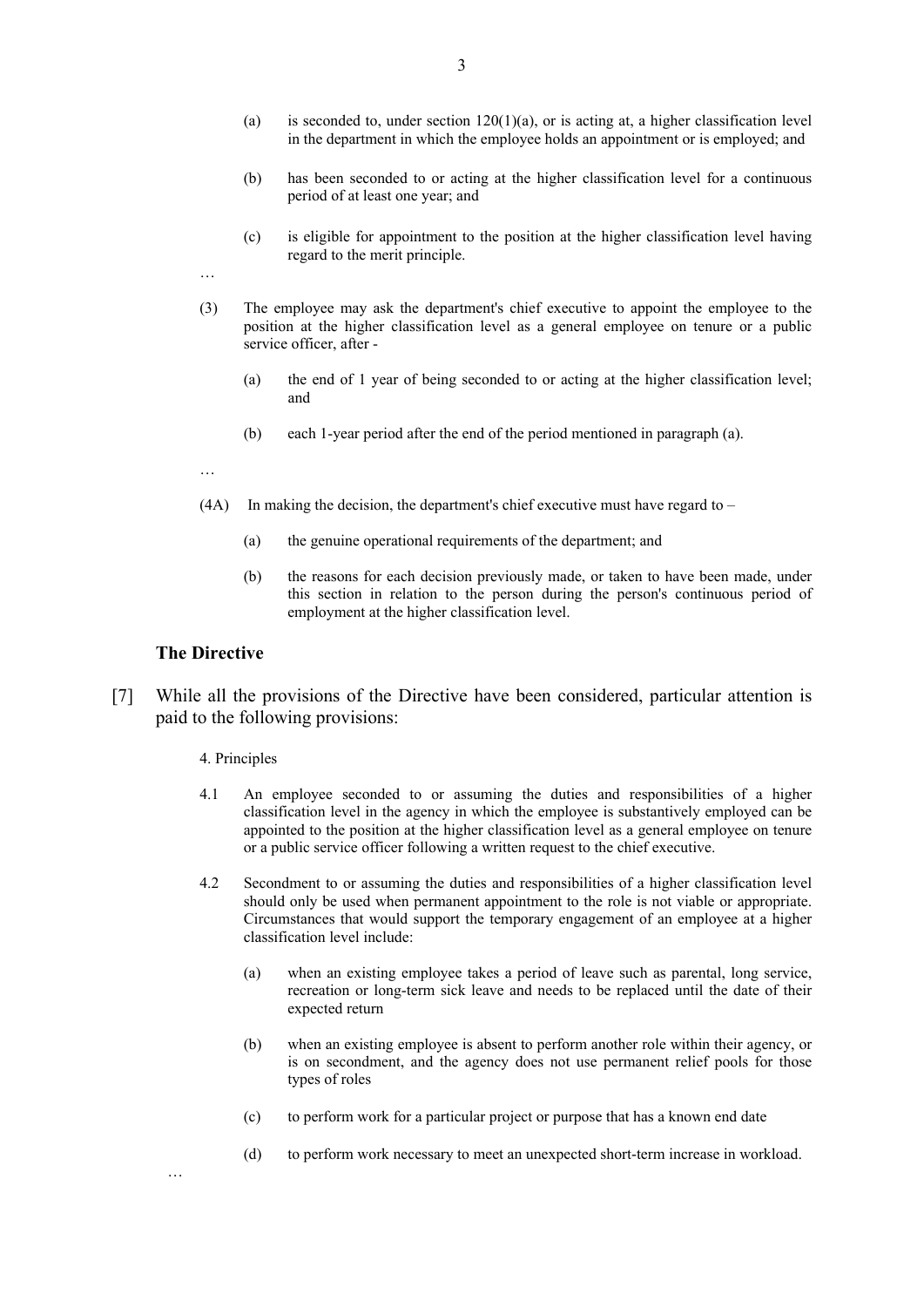(a) is seconded to, under section 120(1)(a), or is acting at, a higher classification level in the department in which the employee holds an appointment or is employed; and

(b) has been seconded to or acting at the higher classification level for a continuous period of at least one year; and

(c) is eligible for appointment to the position at the higher classification level having regard to the merit principle.

…

(3) The employee may ask the department's chief executive to appoint the employee to the position at the higher classification level as a general employee on tenure or a public service officer, after -

(a) the end of 1 year of being seconded to or acting at the higher classification level; and

(b) each 1-year period after the end of the period mentioned in paragraph (a).

…

(4A) In making the decision, the department's chief executive must have regard to –

(a) the genuine operational requirements of the department; and

(b) the reasons for each decision previously made, or taken to have been made, under this section in relation to the person during the person's continuous period of employment at the higher classification level.

### The Directive

[7] While all the provisions of the Directive have been considered, particular attention is paid to the following provisions:

4. Principles

4.1 An employee seconded to or assuming the duties and responsibilities of a higher classification level in the agency in which the employee is substantively employed can be appointed to the position at the higher classification level as a general employee on tenure or a public service officer following a written request to the chief executive.

4.2 Secondment to or assuming the duties and responsibilities of a higher classification level should only be used when permanent appointment to the role is not viable or appropriate. Circumstances that would support the temporary engagement of an employee at a higher classification level include:

(a) when an existing employee takes a period of leave such as parental, long service, recreation or long-term sick leave and needs to be replaced until the date of their expected return

(b) when an existing employee is absent to perform another role within their agency, or is on secondment, and the agency does not use permanent relief pools for those types of roles

(c) to perform work for a particular project or purpose that has a known end date

(d) to perform work necessary to meet an unexpected short-term increase in workload.

…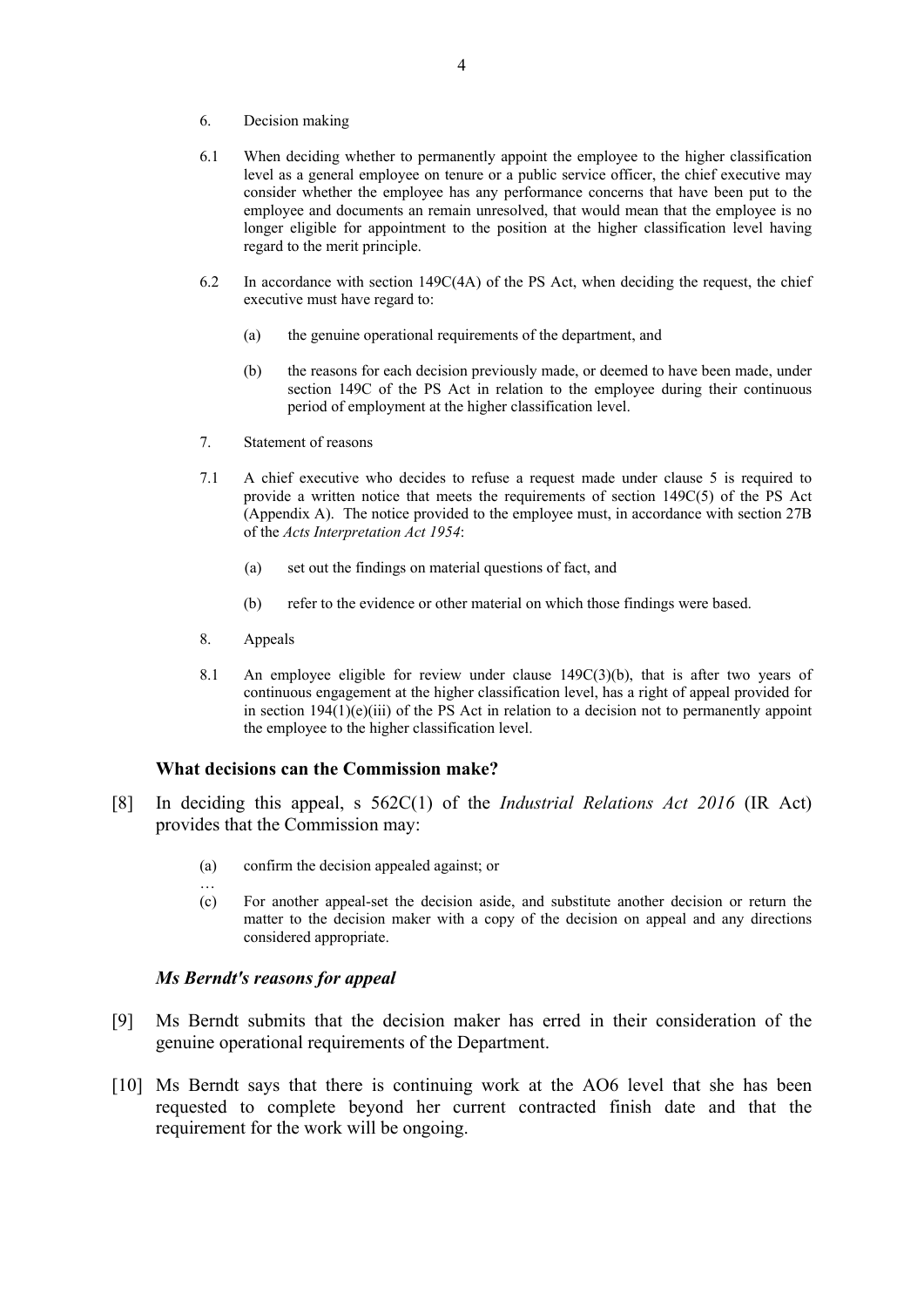6. Decision making

6.1 When deciding whether to permanently appoint the employee to the higher classification level as a general employee on tenure or a public service officer, the chief executive may consider whether the employee has any performance concerns that have been put to the employee and documents an remain unresolved, that would mean that the employee is no longer eligible for appointment to the position at the higher classification level having regard to the merit principle.

6.2 In accordance with section 149C(4A) of the PS Act, when deciding the request, the chief executive must have regard to:

(a) the genuine operational requirements of the department, and

(b) the reasons for each decision previously made, or deemed to have been made, under section 149C of the PS Act in relation to the employee during their continuous period of employment at the higher classification level.

7. Statement of reasons

7.1 A chief executive who decides to refuse a request made under clause 5 is required to provide a written notice that meets the requirements of section 149C(5) of the PS Act (Appendix A). The notice provided to the employee must, in accordance with section 27B of the *Acts Interpretation Act 1954*:

(a) set out the findings on material questions of fact, and

(b) refer to the evidence or other material on which those findings were based.

8. Appeals

8.1 An employee eligible for review under clause 149C(3)(b), that is after two years of continuous engagement at the higher classification level, has a right of appeal provided for in section 194(1)(e)(iii) of the PS Act in relation to a decision not to permanently appoint the employee to the higher classification level.

### What decisions can the Commission make?

[8] In deciding this appeal, s 562C(1) of the *Industrial Relations Act 2016* (IR Act) provides that the Commission may:

(a) confirm the decision appealed against; or

…

(c) For another appeal-set the decision aside, and substitute another decision or return the matter to the decision maker with a copy of the decision on appeal and any directions considered appropriate.

### *Ms Berndt's reasons for appeal*

[9] Ms Berndt submits that the decision maker has erred in their consideration of the genuine operational requirements of the Department.

[10] Ms Berndt says that there is continuing work at the AO6 level that she has been requested to complete beyond her current contracted finish date and that the requirement for the work will be ongoing.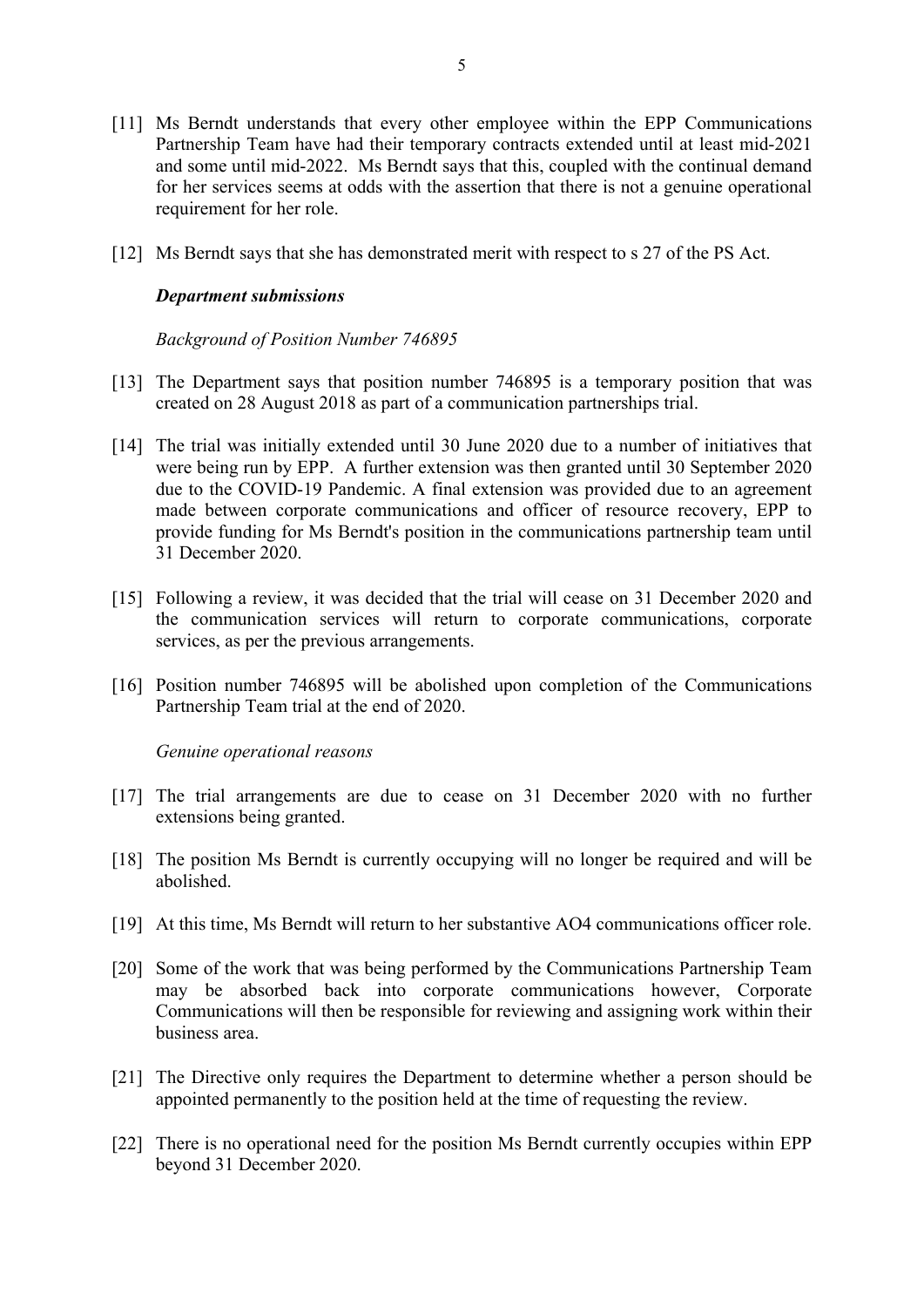[11] Ms Berndt understands that every other employee within the EPP Communications Partnership Team have had their temporary contracts extended until at least mid-2021 and some until mid-2022. Ms Berndt says that this, coupled with the continual demand for her services seems at odds with the assertion that there is not a genuine operational requirement for her role.

[12] Ms Berndt says that she has demonstrated merit with respect to s 27 of the PS Act.

***Department submissions***

*Background of Position Number 746895*

[13] The Department says that position number 746895 is a temporary position that was created on 28 August 2018 as part of a communication partnerships trial.

[14] The trial was initially extended until 30 June 2020 due to a number of initiatives that were being run by EPP. A further extension was then granted until 30 September 2020 due to the COVID-19 Pandemic. A final extension was provided due to an agreement made between corporate communications and officer of resource recovery, EPP to provide funding for Ms Berndt's position in the communications partnership team until 31 December 2020.

[15] Following a review, it was decided that the trial will cease on 31 December 2020 and the communication services will return to corporate communications, corporate services, as per the previous arrangements.

[16] Position number 746895 will be abolished upon completion of the Communications Partnership Team trial at the end of 2020.

*Genuine operational reasons*

[17] The trial arrangements are due to cease on 31 December 2020 with no further extensions being granted.

[18] The position Ms Berndt is currently occupying will no longer be required and will be abolished.

[19] At this time, Ms Berndt will return to her substantive AO4 communications officer role.

[20] Some of the work that was being performed by the Communications Partnership Team may be absorbed back into corporate communications however, Corporate Communications will then be responsible for reviewing and assigning work within their business area.

[21] The Directive only requires the Department to determine whether a person should be appointed permanently to the position held at the time of requesting the review.

[22] There is no operational need for the position Ms Berndt currently occupies within EPP beyond 31 December 2020.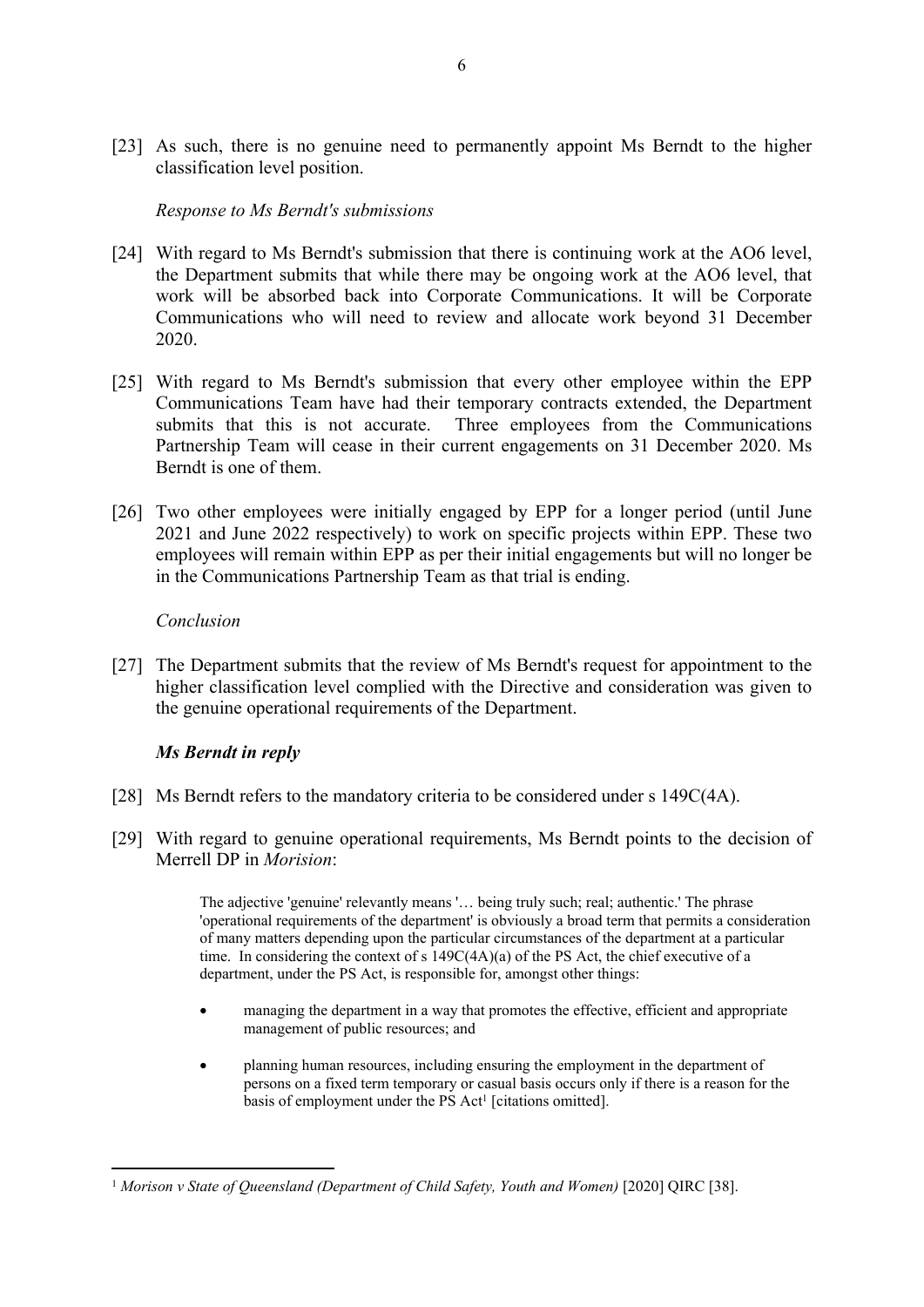[23] As such, there is no genuine need to permanently appoint Ms Berndt to the higher classification level position.

*Response to Ms Berndt's submissions*

[24] With regard to Ms Berndt's submission that there is continuing work at the AO6 level, the Department submits that while there may be ongoing work at the AO6 level, that work will be absorbed back into Corporate Communications. It will be Corporate Communications who will need to review and allocate work beyond 31 December 2020.

[25] With regard to Ms Berndt's submission that every other employee within the EPP Communications Team have had their temporary contracts extended, the Department submits that this is not accurate. Three employees from the Communications Partnership Team will cease in their current engagements on 31 December 2020. Ms Berndt is one of them.

[26] Two other employees were initially engaged by EPP for a longer period (until June 2021 and June 2022 respectively) to work on specific projects within EPP. These two employees will remain within EPP as per their initial engagements but will no longer be in the Communications Partnership Team as that trial is ending.

*Conclusion*

[27] The Department submits that the review of Ms Berndt's request for appointment to the higher classification level complied with the Directive and consideration was given to the genuine operational requirements of the Department.

***Ms Berndt in reply***

[28] Ms Berndt refers to the mandatory criteria to be considered under s 149C(4A).

[29] With regard to genuine operational requirements, Ms Berndt points to the decision of Merrell DP in *Morision*:

> The adjective 'genuine' relevantly means '… being truly such; real; authentic.' The phrase 'operational requirements of the department' is obviously a broad term that permits a consideration of many matters depending upon the particular circumstances of the department at a particular time. In considering the context of s 149C(4A)(a) of the PS Act, the chief executive of a department, under the PS Act, is responsible for, amongst other things:
>
> - managing the department in a way that promotes the effective, efficient and appropriate management of public resources; and
> - planning human resources, including ensuring the employment in the department of persons on a fixed term temporary or casual basis occurs only if there is a reason for the basis of employment under the PS Act[1] [citations omitted].

---

[1] *Morison v State of Queensland (Department of Child Safety, Youth and Women)* [2020] QIRC [38].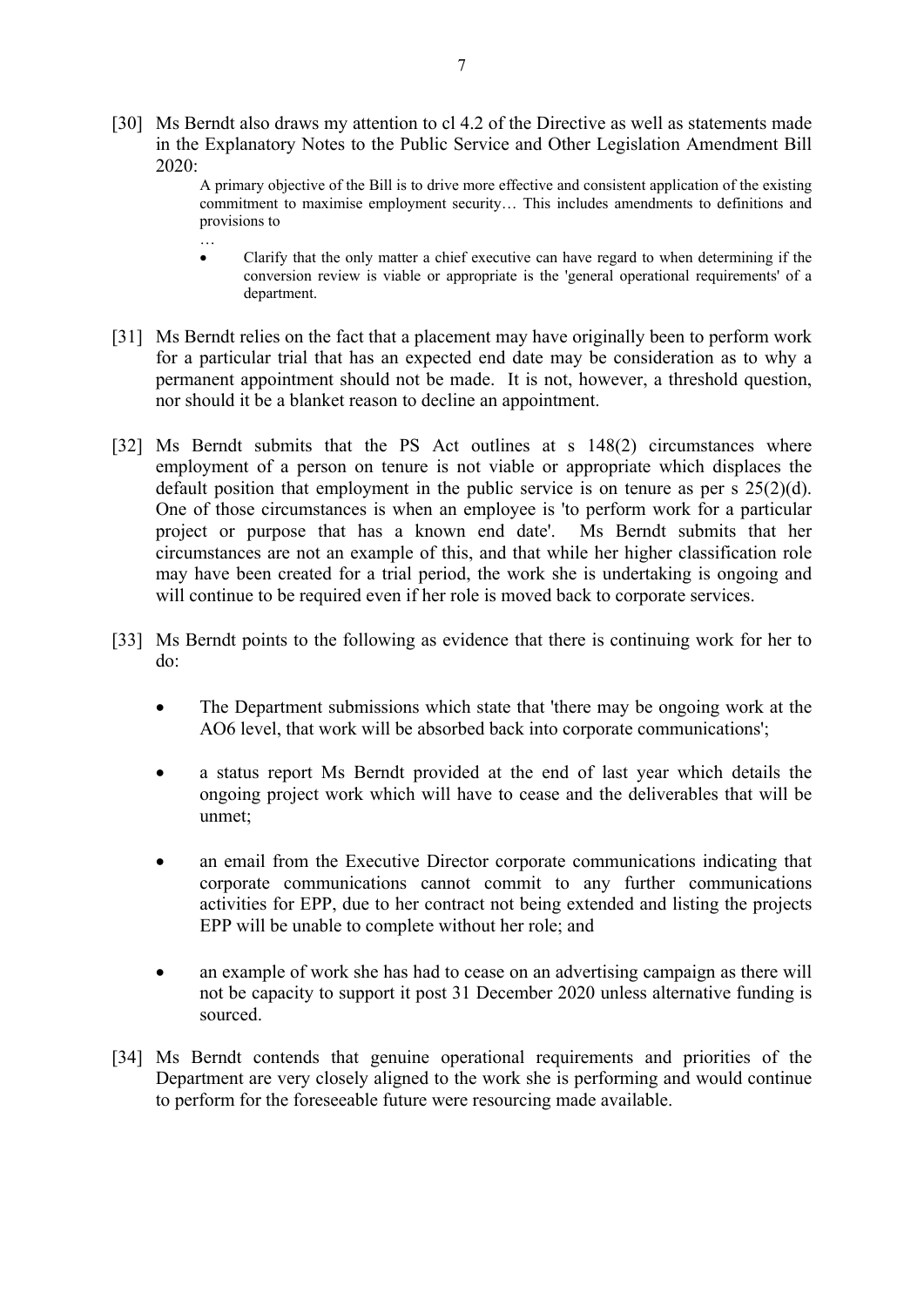[30] Ms Berndt also draws my attention to cl 4.2 of the Directive as well as statements made in the Explanatory Notes to the Public Service and Other Legislation Amendment Bill 2020:

> A primary objective of the Bill is to drive more effective and consistent application of the existing commitment to maximise employment security… This includes amendments to definitions and provisions to
>
> …
>
> - Clarify that the only matter a chief executive can have regard to when determining if the conversion review is viable or appropriate is the 'general operational requirements' of a department.

[31] Ms Berndt relies on the fact that a placement may have originally been to perform work for a particular trial that has an expected end date may be consideration as to why a permanent appointment should not be made. It is not, however, a threshold question, nor should it be a blanket reason to decline an appointment.

[32] Ms Berndt submits that the PS Act outlines at s 148(2) circumstances where employment of a person on tenure is not viable or appropriate which displaces the default position that employment in the public service is on tenure as per s 25(2)(d). One of those circumstances is when an employee is 'to perform work for a particular project or purpose that has a known end date'. Ms Berndt submits that her circumstances are not an example of this, and that while her higher classification role may have been created for a trial period, the work she is undertaking is ongoing and will continue to be required even if her role is moved back to corporate services.

[33] Ms Berndt points to the following as evidence that there is continuing work for her to do:

- The Department submissions which state that 'there may be ongoing work at the AO6 level, that work will be absorbed back into corporate communications';
- a status report Ms Berndt provided at the end of last year which details the ongoing project work which will have to cease and the deliverables that will be unmet;
- an email from the Executive Director corporate communications indicating that corporate communications cannot commit to any further communications activities for EPP, due to her contract not being extended and listing the projects EPP will be unable to complete without her role; and
- an example of work she has had to cease on an advertising campaign as there will not be capacity to support it post 31 December 2020 unless alternative funding is sourced.

[34] Ms Berndt contends that genuine operational requirements and priorities of the Department are very closely aligned to the work she is performing and would continue to perform for the foreseeable future were resourcing made available.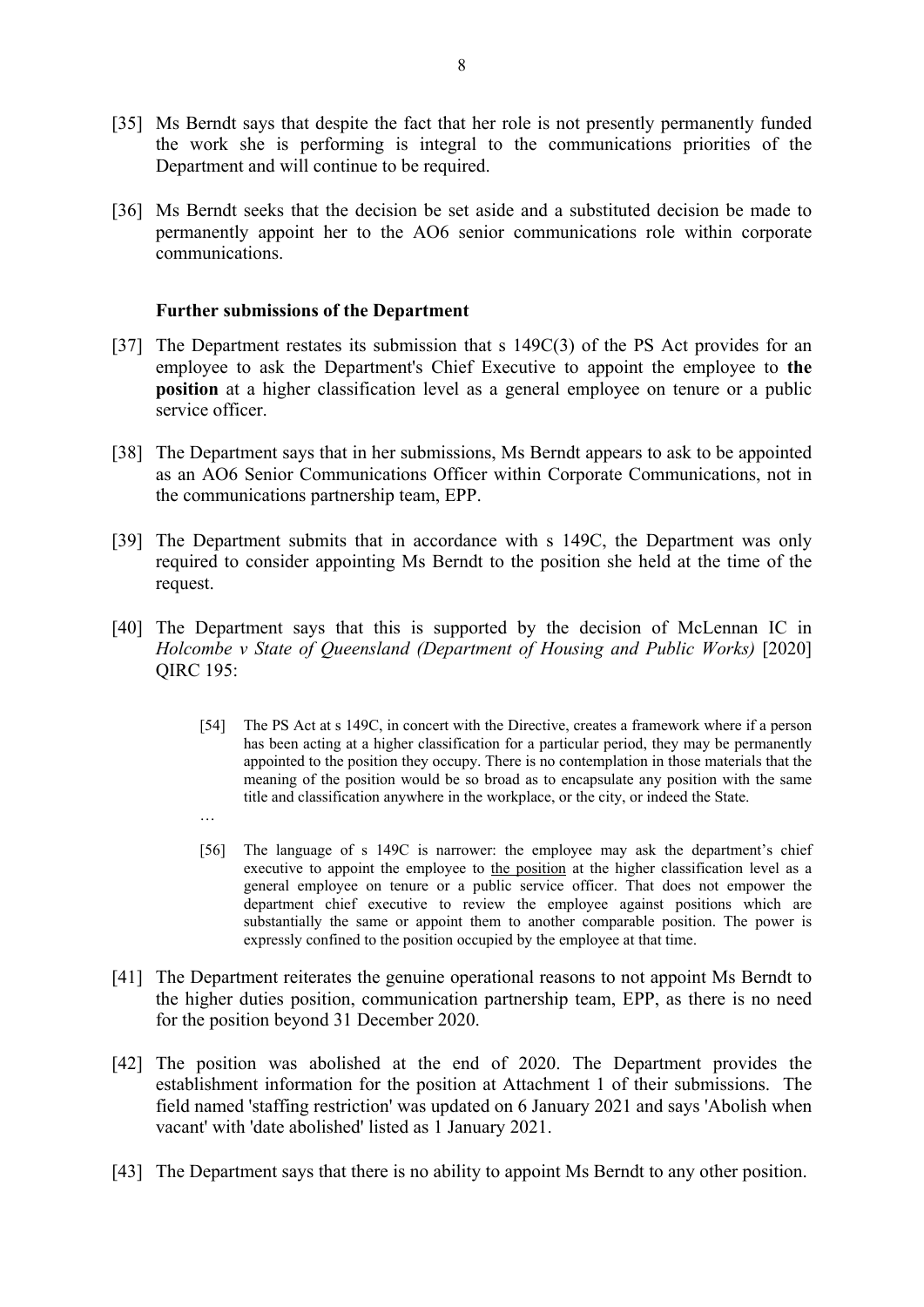[35] Ms Berndt says that despite the fact that her role is not presently permanently funded the work she is performing is integral to the communications priorities of the Department and will continue to be required.

[36] Ms Berndt seeks that the decision be set aside and a substituted decision be made to permanently appoint her to the AO6 senior communications role within corporate communications.

**Further submissions of the Department**

[37] The Department restates its submission that s 149C(3) of the PS Act provides for an employee to ask the Department's Chief Executive to appoint the employee to **the position** at a higher classification level as a general employee on tenure or a public service officer.

[38] The Department says that in her submissions, Ms Berndt appears to ask to be appointed as an AO6 Senior Communications Officer within Corporate Communications, not in the communications partnership team, EPP.

[39] The Department submits that in accordance with s 149C, the Department was only required to consider appointing Ms Berndt to the position she held at the time of the request.

[40] The Department says that this is supported by the decision of McLennan IC in *Holcombe v State of Queensland (Department of Housing and Public Works)* [2020] QIRC 195:

> [54] The PS Act at s 149C, in concert with the Directive, creates a framework where if a person has been acting at a higher classification for a particular period, they may be permanently appointed to the position they occupy. There is no contemplation in those materials that the meaning of the position would be so broad as to encapsulate any position with the same title and classification anywhere in the workplace, or the city, or indeed the State.
>
> …
>
> [56] The language of s 149C is narrower: the employee may ask the department's chief executive to appoint the employee to <u>the position</u> at the higher classification level as a general employee on tenure or a public service officer. That does not empower the department chief executive to review the employee against positions which are substantially the same or appoint them to another comparable position. The power is expressly confined to the position occupied by the employee at that time.

[41] The Department reiterates the genuine operational reasons to not appoint Ms Berndt to the higher duties position, communication partnership team, EPP, as there is no need for the position beyond 31 December 2020.

[42] The position was abolished at the end of 2020. The Department provides the establishment information for the position at Attachment 1 of their submissions. The field named 'staffing restriction' was updated on 6 January 2021 and says 'Abolish when vacant' with 'date abolished' listed as 1 January 2021.

[43] The Department says that there is no ability to appoint Ms Berndt to any other position.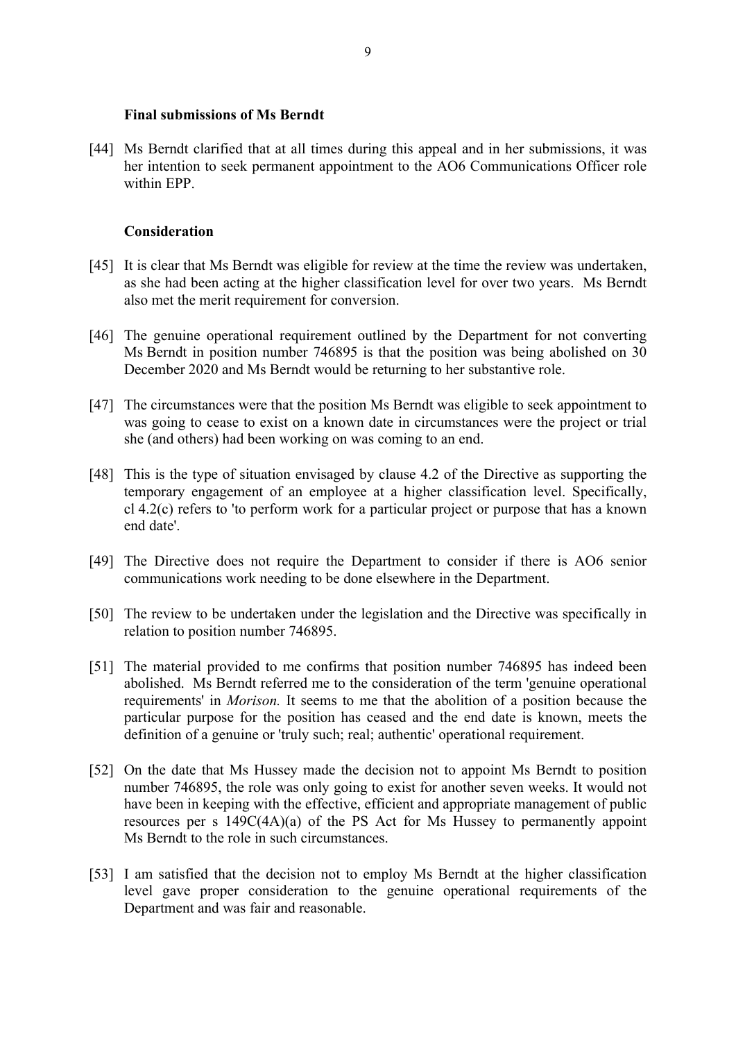### Final submissions of Ms Berndt

[44] Ms Berndt clarified that at all times during this appeal and in her submissions, it was her intention to seek permanent appointment to the AO6 Communications Officer role within EPP.

### Consideration

[45] It is clear that Ms Berndt was eligible for review at the time the review was undertaken, as she had been acting at the higher classification level for over two years. Ms Berndt also met the merit requirement for conversion.

[46] The genuine operational requirement outlined by the Department for not converting Ms Berndt in position number 746895 is that the position was being abolished on 30 December 2020 and Ms Berndt would be returning to her substantive role.

[47] The circumstances were that the position Ms Berndt was eligible to seek appointment to was going to cease to exist on a known date in circumstances were the project or trial she (and others) had been working on was coming to an end.

[48] This is the type of situation envisaged by clause 4.2 of the Directive as supporting the temporary engagement of an employee at a higher classification level. Specifically, cl 4.2(c) refers to 'to perform work for a particular project or purpose that has a known end date'.

[49] The Directive does not require the Department to consider if there is AO6 senior communications work needing to be done elsewhere in the Department.

[50] The review to be undertaken under the legislation and the Directive was specifically in relation to position number 746895.

[51] The material provided to me confirms that position number 746895 has indeed been abolished. Ms Berndt referred me to the consideration of the term 'genuine operational requirements' in *Morison.* It seems to me that the abolition of a position because the particular purpose for the position has ceased and the end date is known, meets the definition of a genuine or 'truly such; real; authentic' operational requirement.

[52] On the date that Ms Hussey made the decision not to appoint Ms Berndt to position number 746895, the role was only going to exist for another seven weeks. It would not have been in keeping with the effective, efficient and appropriate management of public resources per s 149C(4A)(a) of the PS Act for Ms Hussey to permanently appoint Ms Berndt to the role in such circumstances.

[53] I am satisfied that the decision not to employ Ms Berndt at the higher classification level gave proper consideration to the genuine operational requirements of the Department and was fair and reasonable.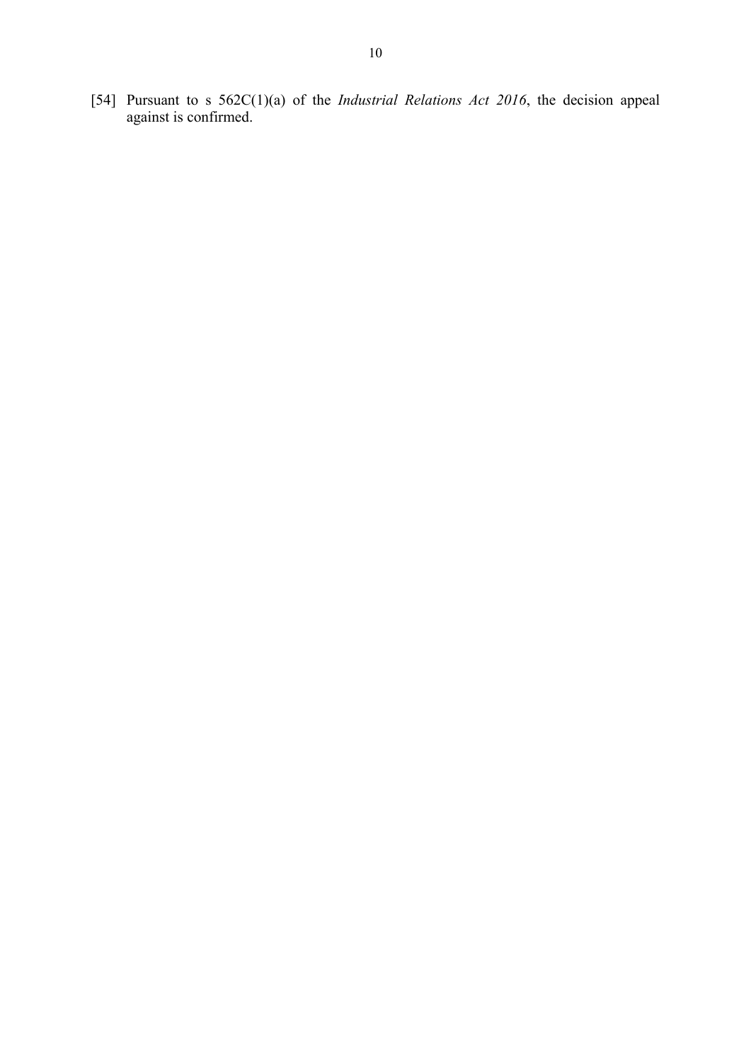[54] Pursuant to s 562C(1)(a) of the *Industrial Relations Act 2016*, the decision appeal against is confirmed.